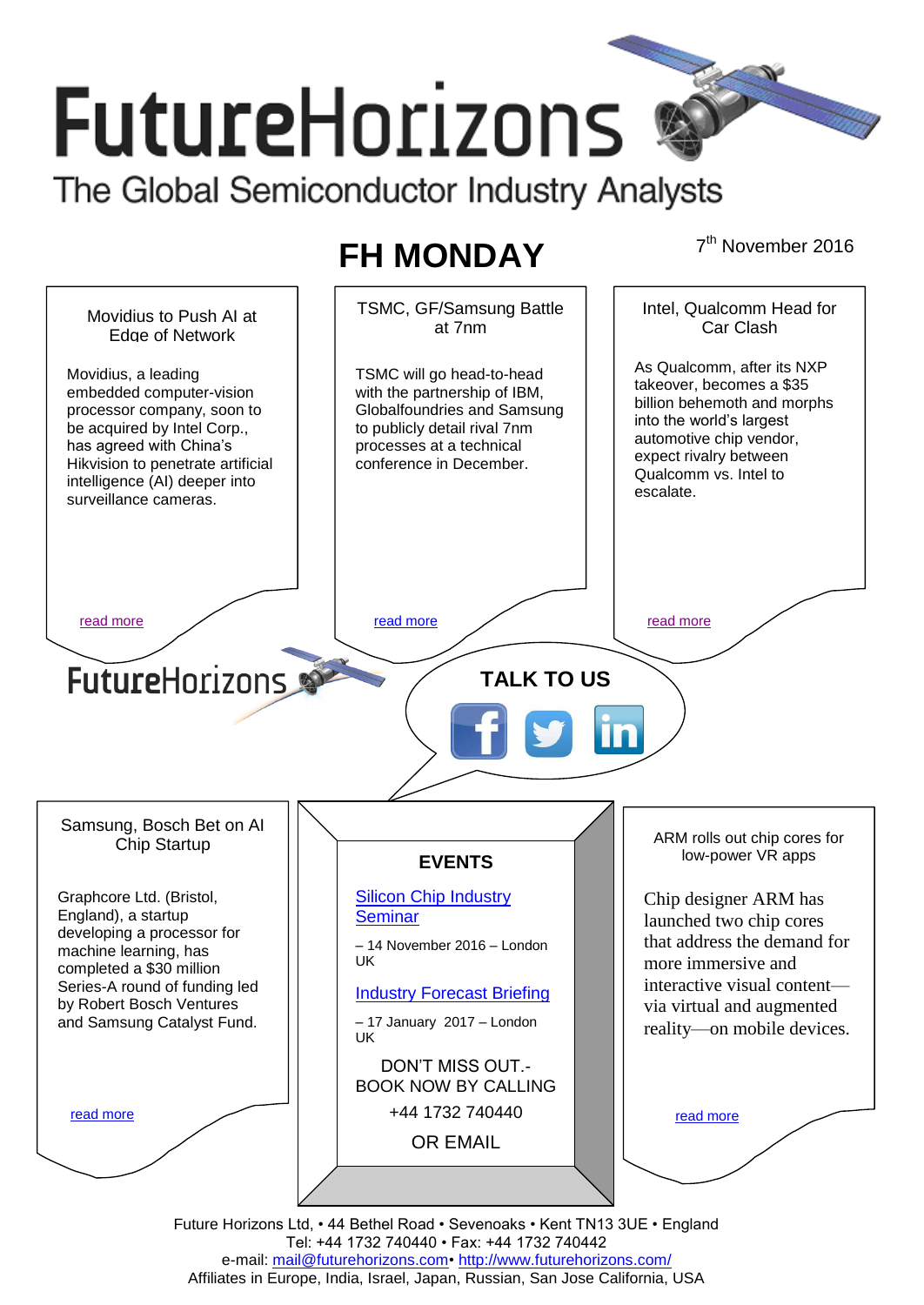# FutureHorizons

The Global Semiconductor Industry Analysts

## FH MONDAY

7th November 2016

### Movidius to Push AI at Edge of Network

Movidius, a leading embedded computer-vision processor company, soon to be acquired by Intel Corp., has agreed with China's Hikvision to penetrate artificial intelligence (AI) deeper into surveillance cameras.

read more

### TSMC, GF/Samsung Battle at 7nm

TSMC will go head-to-head with the partnership of IBM, Globalfoundries and Samsung to publicly detail rival 7nm processes at a technical conference in December.

read more

### Intel, Qualcomm Head for Car Clash

As Qualcomm, after its NXP takeover, becomes a $35 billion behemoth and morphs into the world's largest automotive chip vendor, expect rivalry between Qualcomm vs. Intel to escalate.

read more

FutureHorizons

**TALK TO US**

### Samsung, Bosch Bet on AI Chip Startup

Graphcore Ltd. (Bristol, England), a startup developing a processor for machine learning, has completed a $30 million Series-A round of funding led by Robert Bosch Ventures and Samsung Catalyst Fund.

read more

### EVENTS

[Silicon Chip Industry Seminar](#)

– 14 November 2016 – London UK

[Industry Forecast Briefing](#)

– 17 January 2017 – London UK

DON'T MISS OUT.- BOOK NOW BY CALLING

+44 1732 740440

OR EMAIL

### ARM rolls out chip cores for low-power VR apps

Chip designer ARM has launched two chip cores that address the demand for more immersive and interactive visual content—via virtual and augmented reality—on mobile devices.

read more

Future Horizons Ltd, • 44 Bethel Road • Sevenoaks • Kent TN13 3UE • England
Tel: +44 1732 740440 • Fax: +44 1732 740442
e-mail: mail@futurehorizons.com• http://www.futurehorizons.com/
Affiliates in Europe, India, Israel, Japan, Russian, San Jose California, USA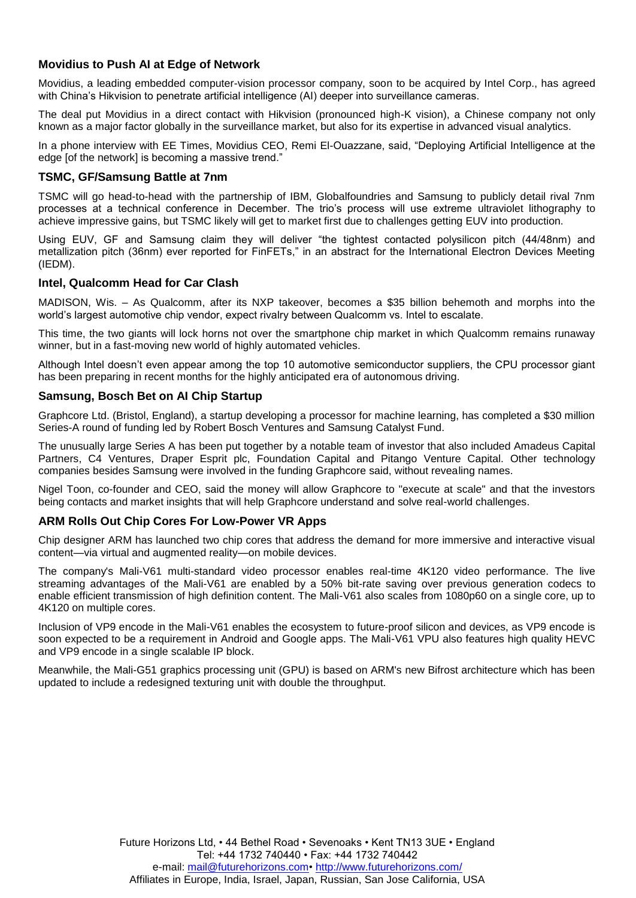### Movidius to Push AI at Edge of Network

Movidius, a leading embedded computer-vision processor company, soon to be acquired by Intel Corp., has agreed with China's Hikvision to penetrate artificial intelligence (AI) deeper into surveillance cameras.

The deal put Movidius in a direct contact with Hikvision (pronounced high-K vision), a Chinese company not only known as a major factor globally in the surveillance market, but also for its expertise in advanced visual analytics.

In a phone interview with EE Times, Movidius CEO, Remi El-Ouazzane, said, "Deploying Artificial Intelligence at the edge [of the network] is becoming a massive trend."

### TSMC, GF/Samsung Battle at 7nm

TSMC will go head-to-head with the partnership of IBM, Globalfoundries and Samsung to publicly detail rival 7nm processes at a technical conference in December. The trio's process will use extreme ultraviolet lithography to achieve impressive gains, but TSMC likely will get to market first due to challenges getting EUV into production.

Using EUV, GF and Samsung claim they will deliver "the tightest contacted polysilicon pitch (44/48nm) and metallization pitch (36nm) ever reported for FinFETs," in an abstract for the International Electron Devices Meeting (IEDM).

### Intel, Qualcomm Head for Car Clash

MADISON, Wis. – As Qualcomm, after its NXP takeover, becomes a $35 billion behemoth and morphs into the world's largest automotive chip vendor, expect rivalry between Qualcomm vs. Intel to escalate.

This time, the two giants will lock horns not over the smartphone chip market in which Qualcomm remains runaway winner, but in a fast-moving new world of highly automated vehicles.

Although Intel doesn't even appear among the top 10 automotive semiconductor suppliers, the CPU processor giant has been preparing in recent months for the highly anticipated era of autonomous driving.

### Samsung, Bosch Bet on AI Chip Startup

Graphcore Ltd. (Bristol, England), a startup developing a processor for machine learning, has completed a $30 million Series-A round of funding led by Robert Bosch Ventures and Samsung Catalyst Fund.

The unusually large Series A has been put together by a notable team of investor that also included Amadeus Capital Partners, C4 Ventures, Draper Esprit plc, Foundation Capital and Pitango Venture Capital. Other technology companies besides Samsung were involved in the funding Graphcore said, without revealing names.

Nigel Toon, co-founder and CEO, said the money will allow Graphcore to "execute at scale" and that the investors being contacts and market insights that will help Graphcore understand and solve real-world challenges.

### ARM Rolls Out Chip Cores For Low-Power VR Apps

Chip designer ARM has launched two chip cores that address the demand for more immersive and interactive visual content—via virtual and augmented reality—on mobile devices.

The company's Mali-V61 multi-standard video processor enables real-time 4K120 video performance. The live streaming advantages of the Mali-V61 are enabled by a 50% bit-rate saving over previous generation codecs to enable efficient transmission of high definition content. The Mali-V61 also scales from 1080p60 on a single core, up to 4K120 on multiple cores.

Inclusion of VP9 encode in the Mali-V61 enables the ecosystem to future-proof silicon and devices, as VP9 encode is soon expected to be a requirement in Android and Google apps. The Mali-V61 VPU also features high quality HEVC and VP9 encode in a single scalable IP block.

Meanwhile, the Mali-G51 graphics processing unit (GPU) is based on ARM's new Bifrost architecture which has been updated to include a redesigned texturing unit with double the throughput.

Future Horizons Ltd, • 44 Bethel Road • Sevenoaks • Kent TN13 3UE • England
Tel: +44 1732 740440 • Fax: +44 1732 740442
e-mail: mail@futurehorizons.com• http://www.futurehorizons.com/
Affiliates in Europe, India, Israel, Japan, Russian, San Jose California, USA